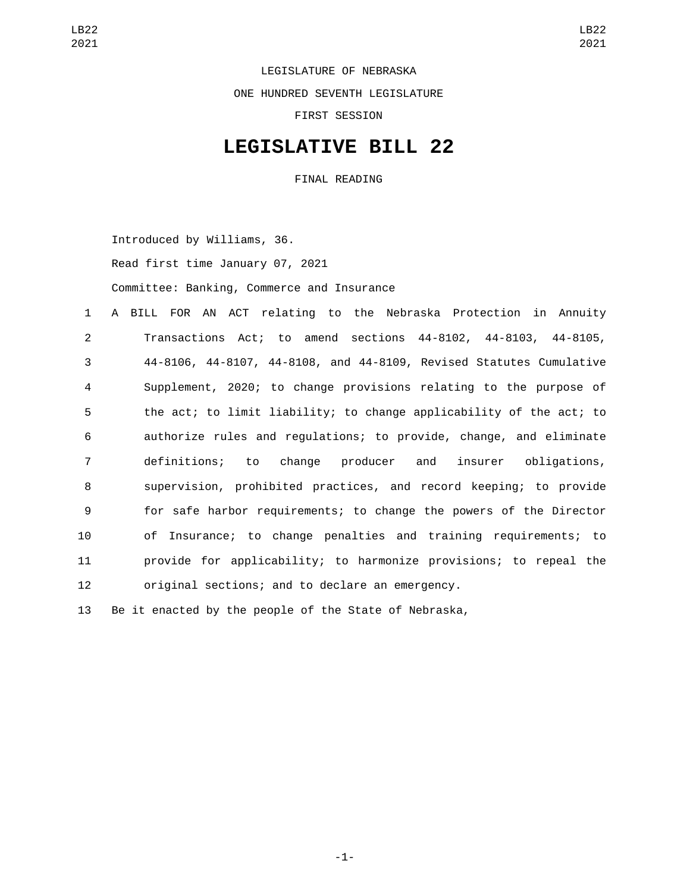LEGISLATURE OF NEBRASKA

ONE HUNDRED SEVENTH LEGISLATURE

FIRST SESSION

# LEGISLATIVE BILL 22

FINAL READING

Introduced by Williams, 36.

Read first time January 07, 2021

Committee: Banking, Commerce and Insurance

A BILL FOR AN ACT relating to the Nebraska Protection in Annuity Transactions Act; to amend sections 44-8102, 44-8103, 44-8105, 44-8106, 44-8107, 44-8108, and 44-8109, Revised Statutes Cumulative Supplement, 2020; to change provisions relating to the purpose of the act; to limit liability; to change applicability of the act; to authorize rules and regulations; to provide, change, and eliminate definitions; to change producer and insurer obligations, supervision, prohibited practices, and record keeping; to provide for safe harbor requirements; to change the powers of the Director of Insurance; to change penalties and training requirements; to provide for applicability; to harmonize provisions; to repeal the original sections; and to declare an emergency.

Be it enacted by the people of the State of Nebraska,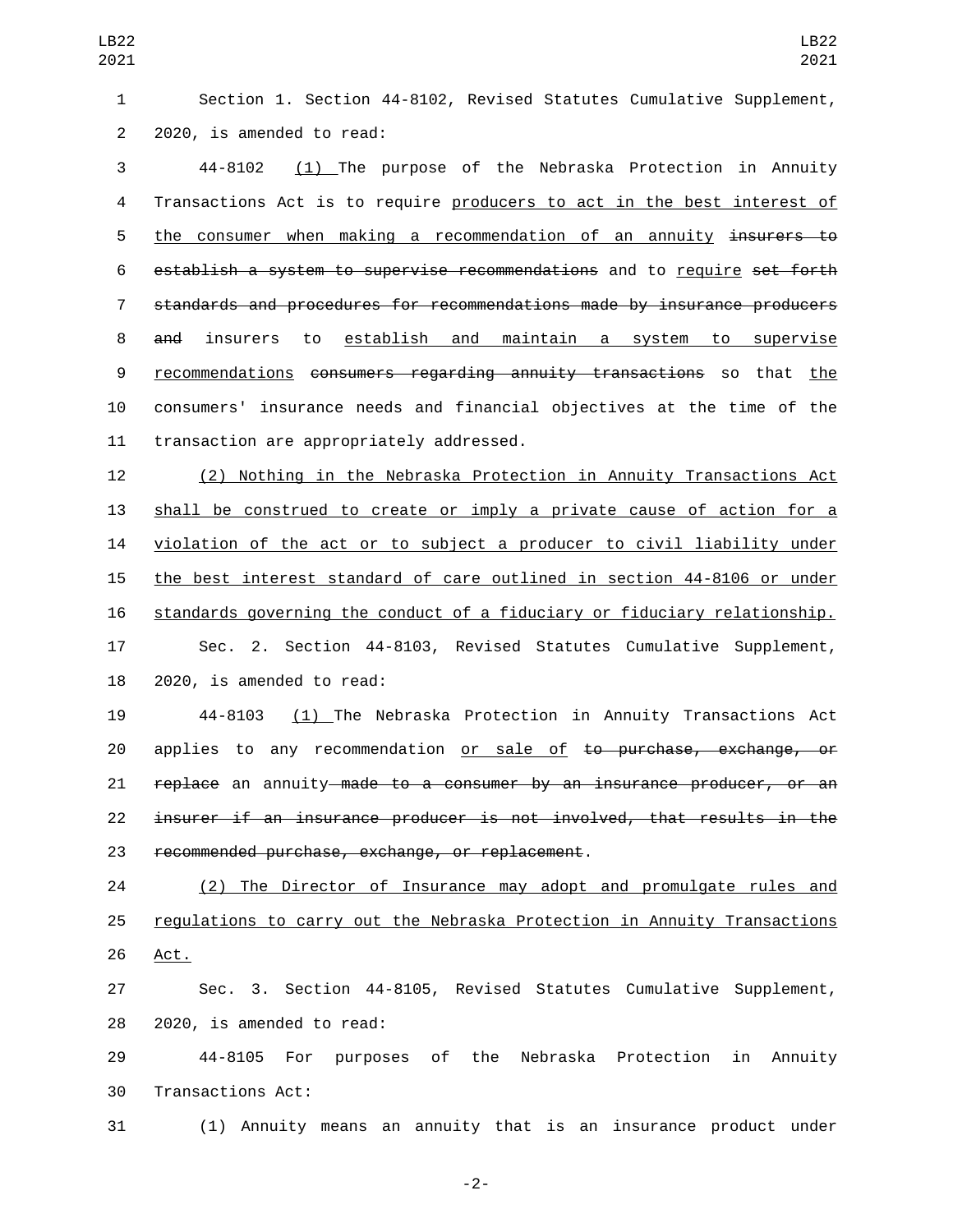Section 1. Section 44-8102, Revised Statutes Cumulative Supplement, 2020, is amended to read:

44-8102 <u>(1)</u> The purpose of the Nebraska Protection in Annuity Transactions Act is to require <u>producers to act in the best interest of the consumer when making a recommendation of an annuity</u> ~~insurers to establish a system to supervise recommendations~~ and to <u>require</u> ~~set forth standards and procedures for recommendations made by insurance producers and~~ insurers to <u>establish and maintain a system to supervise recommendations</u> ~~consumers regarding annuity transactions~~ so that <u>the</u> consumers' insurance needs and financial objectives at the time of the transaction are appropriately addressed.

<u>(2) Nothing in the Nebraska Protection in Annuity Transactions Act shall be construed to create or imply a private cause of action for a violation of the act or to subject a producer to civil liability under the best interest standard of care outlined in section 44-8106 or under standards governing the conduct of a fiduciary or fiduciary relationship.</u>

Sec. 2. Section 44-8103, Revised Statutes Cumulative Supplement, 2020, is amended to read:

44-8103 <u>(1)</u> The Nebraska Protection in Annuity Transactions Act applies to any recommendation <u>or sale of</u> ~~to purchase, exchange, or replace~~ an annuity~~ made to a consumer by an insurance producer, or an insurer if an insurance producer is not involved, that results in the recommended purchase, exchange, or replacement~~.

<u>(2) The Director of Insurance may adopt and promulgate rules and regulations to carry out the Nebraska Protection in Annuity Transactions Act.</u>

Sec. 3. Section 44-8105, Revised Statutes Cumulative Supplement, 2020, is amended to read:

44-8105 For purposes of the Nebraska Protection in Annuity Transactions Act:

(1) Annuity means an annuity that is an insurance product under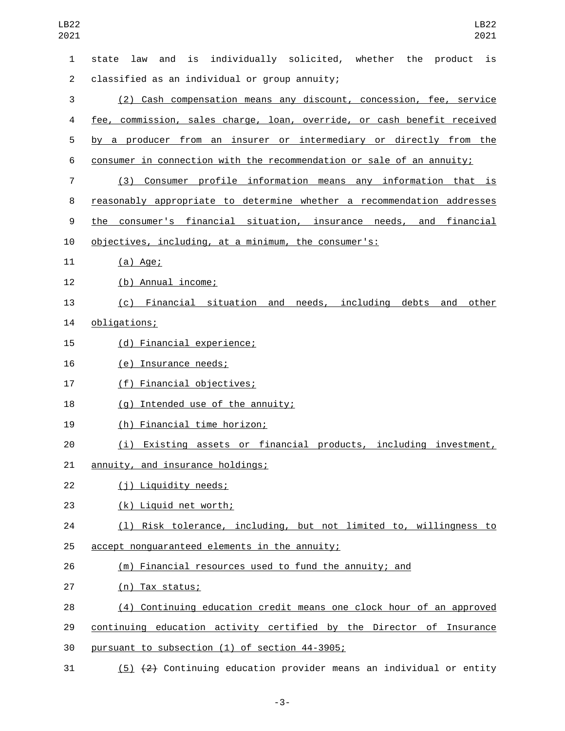state law and is individually solicited, whether the product is classified as an individual or group annuity;

(2) Cash compensation means any discount, concession, fee, service fee, commission, sales charge, loan, override, or cash benefit received by a producer from an insurer or intermediary or directly from the consumer in connection with the recommendation or sale of an annuity;

(3) Consumer profile information means any information that is reasonably appropriate to determine whether a recommendation addresses the consumer's financial situation, insurance needs, and financial objectives, including, at a minimum, the consumer's:

(a) Age;

(b) Annual income;

(c) Financial situation and needs, including debts and other obligations;

(d) Financial experience;

(e) Insurance needs;

(f) Financial objectives;

(g) Intended use of the annuity;

(h) Financial time horizon;

(i) Existing assets or financial products, including investment, annuity, and insurance holdings;

(j) Liquidity needs;

(k) Liquid net worth;

(l) Risk tolerance, including, but not limited to, willingness to accept nonguaranteed elements in the annuity;

(m) Financial resources used to fund the annuity; and

(n) Tax status;

(4) Continuing education credit means one clock hour of an approved continuing education activity certified by the Director of Insurance pursuant to subsection (1) of section 44-3905;

(5) ~~(2)~~ Continuing education provider means an individual or entity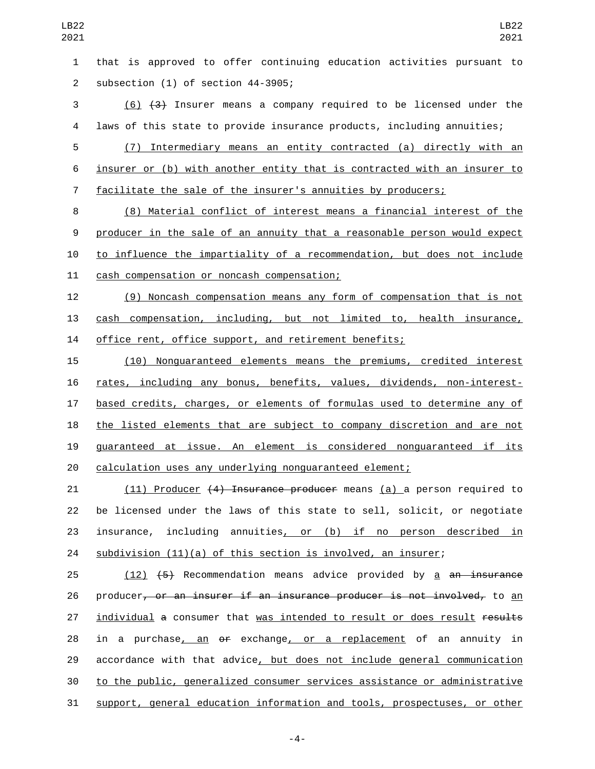that is approved to offer continuing education activities pursuant to subsection (1) of section 44-3905;

(6) ~~(3)~~ Insurer means a company required to be licensed under the laws of this state to provide insurance products, including annuities;

(7) Intermediary means an entity contracted (a) directly with an insurer or (b) with another entity that is contracted with an insurer to facilitate the sale of the insurer's annuities by producers;

(8) Material conflict of interest means a financial interest of the producer in the sale of an annuity that a reasonable person would expect to influence the impartiality of a recommendation, but does not include cash compensation or noncash compensation;

(9) Noncash compensation means any form of compensation that is not cash compensation, including, but not limited to, health insurance, office rent, office support, and retirement benefits;

(10) Nonguaranteed elements means the premiums, credited interest rates, including any bonus, benefits, values, dividends, non-interest-based credits, charges, or elements of formulas used to determine any of the listed elements that are subject to company discretion and are not guaranteed at issue. An element is considered nonguaranteed if its calculation uses any underlying nonguaranteed element;

(11) Producer ~~(4) Insurance producer~~ means (a) a person required to be licensed under the laws of this state to sell, solicit, or negotiate insurance, including annuities, or (b) if no person described in subdivision (11)(a) of this section is involved, an insurer;

(12) ~~(5)~~ Recommendation means advice provided by a ~~an insurance~~ producer~~, or an insurer if an insurance producer is not involved,~~ to an individual ~~a~~ consumer that was intended to result or does result ~~results~~ in a purchase, an ~~or~~ exchange, or a replacement of an annuity in accordance with that advice, but does not include general communication to the public, generalized consumer services assistance or administrative support, general education information and tools, prospectuses, or other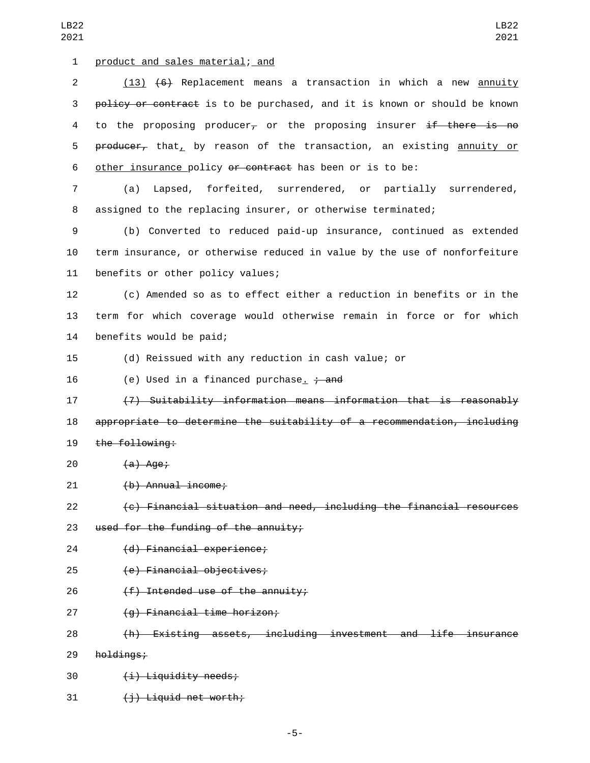product and sales material; and

(13) (6) Replacement means a transaction in which a new annuity policy or contract is to be purchased, and it is known or should be known to the proposing producer, or the proposing insurer if there is no producer, that, by reason of the transaction, an existing annuity or other insurance policy or contract has been or is to be:

(a) Lapsed, forfeited, surrendered, or partially surrendered, assigned to the replacing insurer, or otherwise terminated;

(b) Converted to reduced paid-up insurance, continued as extended term insurance, or otherwise reduced in value by the use of nonforfeiture benefits or other policy values;

(c) Amended so as to effect either a reduction in benefits or in the term for which coverage would otherwise remain in force or for which benefits would be paid;

(d) Reissued with any reduction in cash value; or

(e) Used in a financed purchase. ; and

~~(7) Suitability information means information that is reasonably appropriate to determine the suitability of a recommendation, including the following:~~

~~(a) Age;~~

~~(b) Annual income;~~

~~(c) Financial situation and need, including the financial resources used for the funding of the annuity;~~

~~(d) Financial experience;~~

~~(e) Financial objectives;~~

~~(f) Intended use of the annuity;~~

~~(g) Financial time horizon;~~

~~(h) Existing assets, including investment and life insurance holdings;~~

~~(i) Liquidity needs;~~

~~(j) Liquid net worth;~~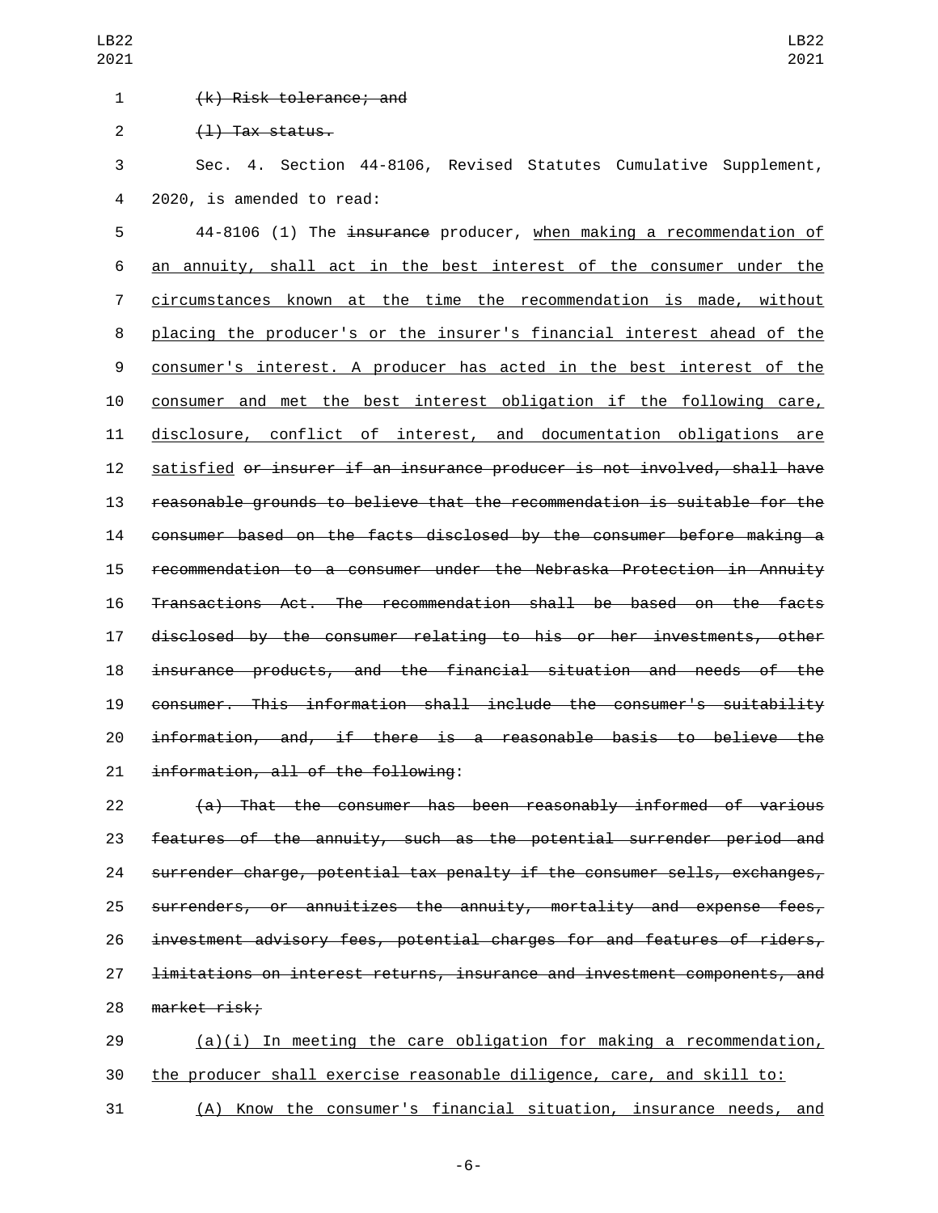~~(k) Risk tolerance; and~~

~~(l) Tax status.~~

Sec. 4. Section 44-8106, Revised Statutes Cumulative Supplement, 2020, is amended to read:

44-8106 (1) The ~~insurance~~ producer, <u>when making a recommendation of an annuity, shall act in the best interest of the consumer under the circumstances known at the time the recommendation is made, without placing the producer's or the insurer's financial interest ahead of the consumer's interest. A producer has acted in the best interest of the consumer and met the best interest obligation if the following care, disclosure, conflict of interest, and documentation obligations are satisfied</u> ~~or insurer if an insurance producer is not involved, shall have reasonable grounds to believe that the recommendation is suitable for the consumer based on the facts disclosed by the consumer before making a recommendation to a consumer under the Nebraska Protection in Annuity Transactions Act. The recommendation shall be based on the facts disclosed by the consumer relating to his or her investments, other insurance products, and the financial situation and needs of the consumer. This information shall include the consumer's suitability information, and, if there is a reasonable basis to believe the information, all of the following~~:

~~(a) That the consumer has been reasonably informed of various features of the annuity, such as the potential surrender period and surrender charge, potential tax penalty if the consumer sells, exchanges, surrenders, or annuitizes the annuity, mortality and expense fees, investment advisory fees, potential charges for and features of riders, limitations on interest returns, insurance and investment components, and market risk;~~

<u>(a)(i) In meeting the care obligation for making a recommendation, the producer shall exercise reasonable diligence, care, and skill to:</u>

<u>(A) Know the consumer's financial situation, insurance needs, and</u>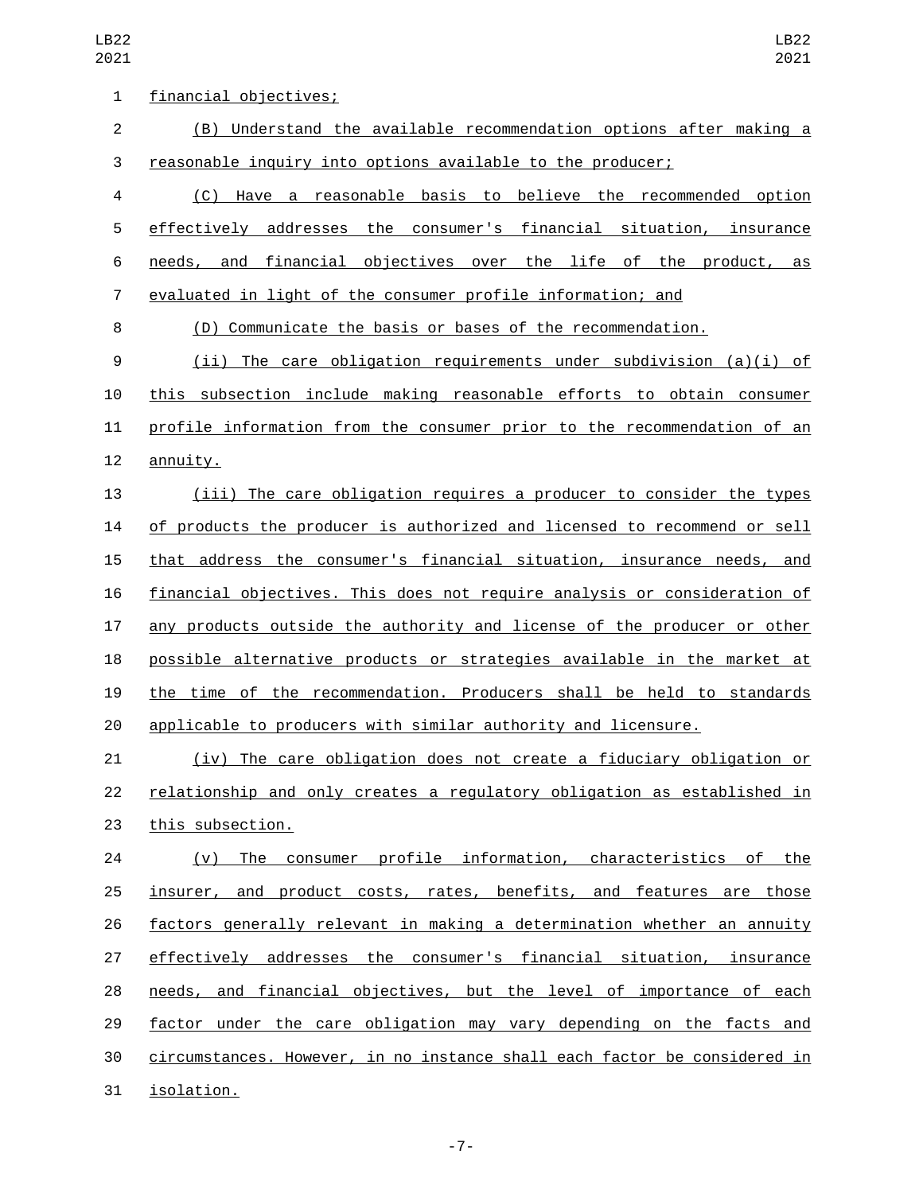financial objectives;

(B) Understand the available recommendation options after making a reasonable inquiry into options available to the producer;

(C) Have a reasonable basis to believe the recommended option effectively addresses the consumer's financial situation, insurance needs, and financial objectives over the life of the product, as evaluated in light of the consumer profile information; and

(D) Communicate the basis or bases of the recommendation.

(ii) The care obligation requirements under subdivision (a)(i) of this subsection include making reasonable efforts to obtain consumer profile information from the consumer prior to the recommendation of an annuity.

(iii) The care obligation requires a producer to consider the types of products the producer is authorized and licensed to recommend or sell that address the consumer's financial situation, insurance needs, and financial objectives. This does not require analysis or consideration of any products outside the authority and license of the producer or other possible alternative products or strategies available in the market at the time of the recommendation. Producers shall be held to standards applicable to producers with similar authority and licensure.

(iv) The care obligation does not create a fiduciary obligation or relationship and only creates a regulatory obligation as established in this subsection.

(v) The consumer profile information, characteristics of the insurer, and product costs, rates, benefits, and features are those factors generally relevant in making a determination whether an annuity effectively addresses the consumer's financial situation, insurance needs, and financial objectives, but the level of importance of each factor under the care obligation may vary depending on the facts and circumstances. However, in no instance shall each factor be considered in isolation.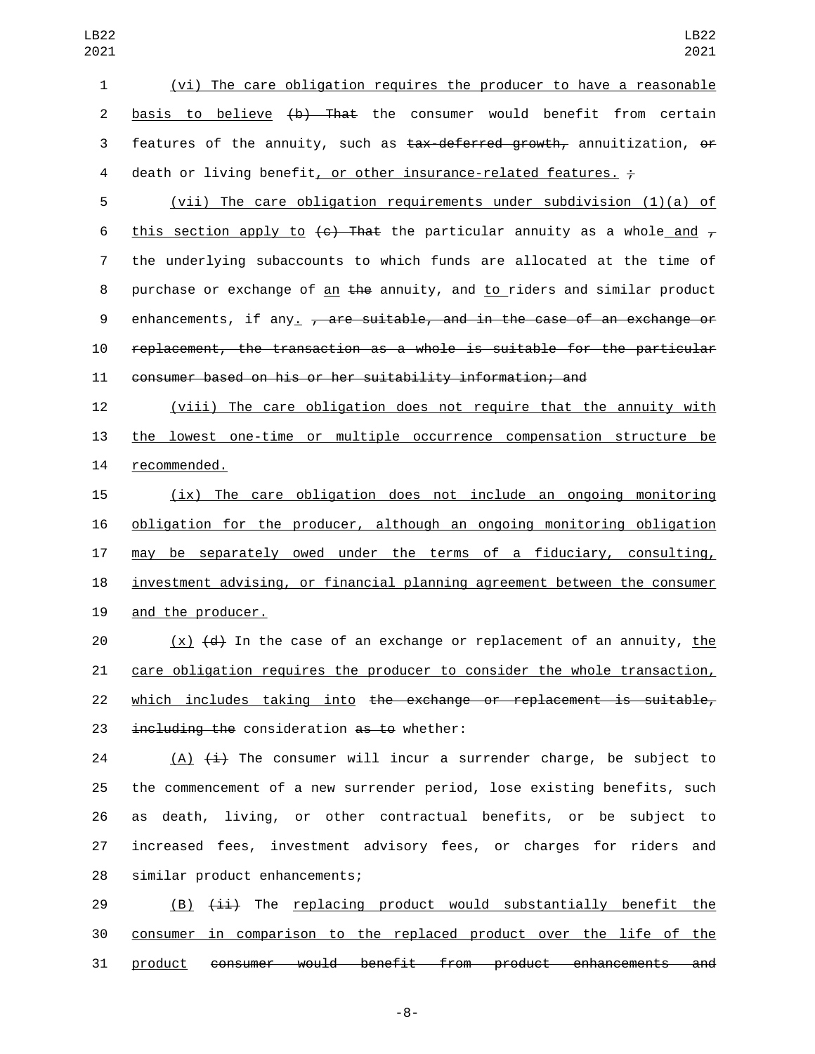(vi) The care obligation requires the producer to have a reasonable basis to believe ~~(b) That~~ the consumer would benefit from certain features of the annuity, such as ~~tax-deferred growth,~~ annuitization, ~~or~~ death or living benefit, or other insurance-related features. ~~;~~

(vii) The care obligation requirements under subdivision (1)(a) of this section apply to ~~(c) That~~ the particular annuity as a whole and ~~,~~ the underlying subaccounts to which funds are allocated at the time of purchase or exchange of an ~~the~~ annuity, and to riders and similar product enhancements, if any. ~~, are suitable, and in the case of an exchange or replacement, the transaction as a whole is suitable for the particular consumer based on his or her suitability information; and~~

(viii) The care obligation does not require that the annuity with the lowest one-time or multiple occurrence compensation structure be recommended.

(ix) The care obligation does not include an ongoing monitoring obligation for the producer, although an ongoing monitoring obligation may be separately owed under the terms of a fiduciary, consulting, investment advising, or financial planning agreement between the consumer and the producer.

(x) ~~(d)~~ In the case of an exchange or replacement of an annuity, the care obligation requires the producer to consider the whole transaction, which includes taking into ~~the exchange or replacement is suitable, including the~~ consideration ~~as to~~ whether:

(A) ~~(i)~~ The consumer will incur a surrender charge, be subject to the commencement of a new surrender period, lose existing benefits, such as death, living, or other contractual benefits, or be subject to increased fees, investment advisory fees, or charges for riders and similar product enhancements;

(B) ~~(ii)~~ The replacing product would substantially benefit the consumer in comparison to the replaced product over the life of the product ~~consumer would benefit from product enhancements and~~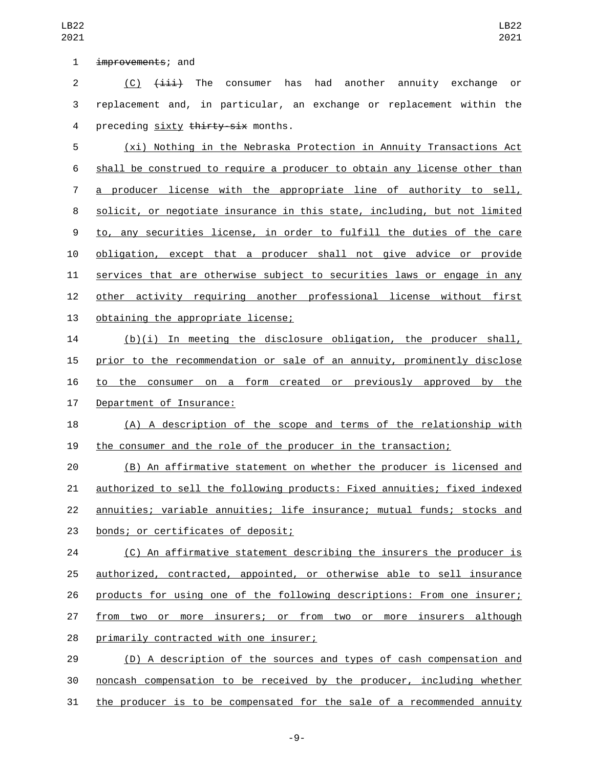~~improvements~~; and

(C) ~~(iii)~~ The consumer has had another annuity exchange or replacement and, in particular, an exchange or replacement within the preceding sixty ~~thirty-six~~ months.

(xi) Nothing in the Nebraska Protection in Annuity Transactions Act shall be construed to require a producer to obtain any license other than a producer license with the appropriate line of authority to sell, solicit, or negotiate insurance in this state, including, but not limited to, any securities license, in order to fulfill the duties of the care obligation, except that a producer shall not give advice or provide services that are otherwise subject to securities laws or engage in any other activity requiring another professional license without first obtaining the appropriate license;

(b)(i) In meeting the disclosure obligation, the producer shall, prior to the recommendation or sale of an annuity, prominently disclose to the consumer on a form created or previously approved by the Department of Insurance:

(A) A description of the scope and terms of the relationship with the consumer and the role of the producer in the transaction;

(B) An affirmative statement on whether the producer is licensed and authorized to sell the following products: Fixed annuities; fixed indexed annuities; variable annuities; life insurance; mutual funds; stocks and bonds; or certificates of deposit;

(C) An affirmative statement describing the insurers the producer is authorized, contracted, appointed, or otherwise able to sell insurance products for using one of the following descriptions: From one insurer; from two or more insurers; or from two or more insurers although primarily contracted with one insurer;

(D) A description of the sources and types of cash compensation and noncash compensation to be received by the producer, including whether the producer is to be compensated for the sale of a recommended annuity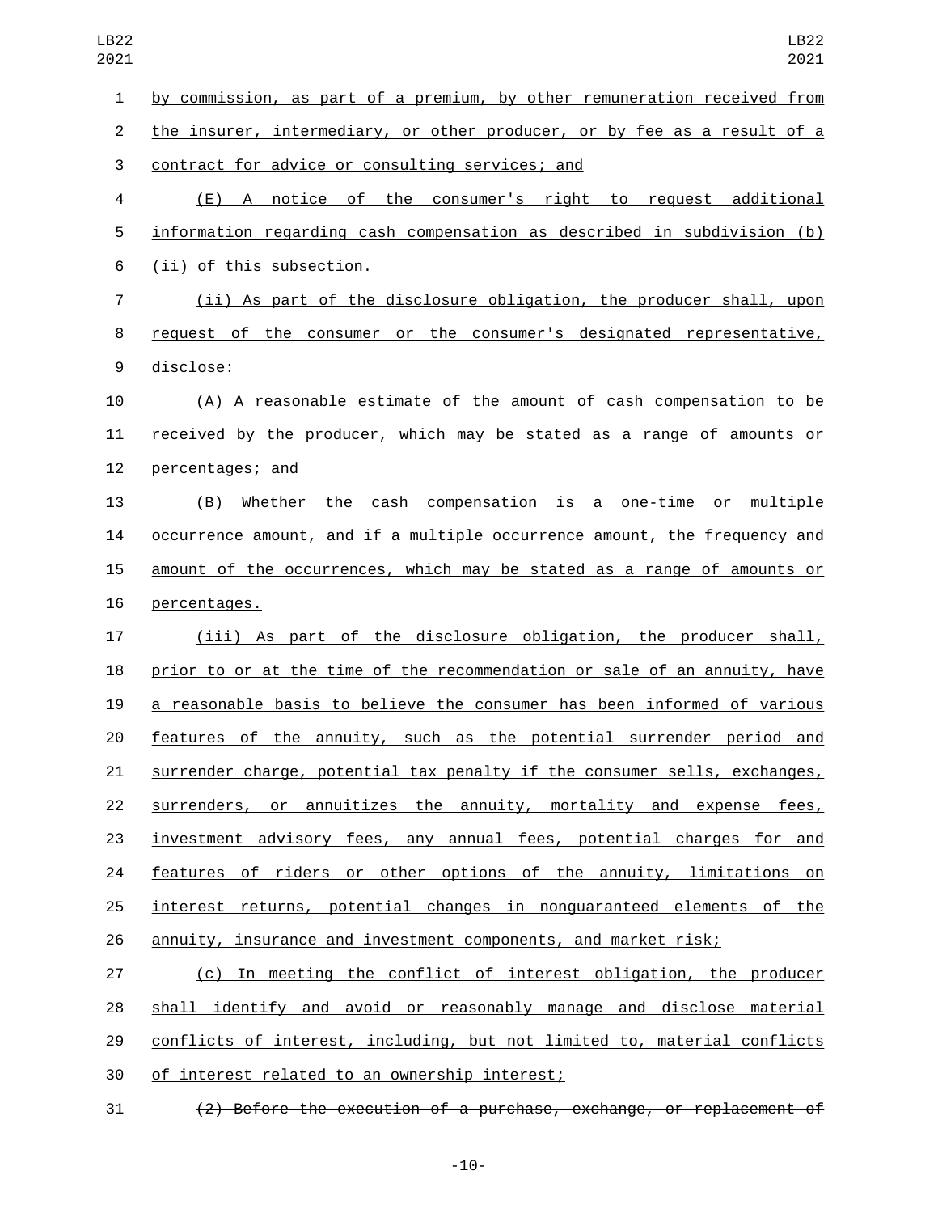by commission, as part of a premium, by other remuneration received from the insurer, intermediary, or other producer, or by fee as a result of a contract for advice or consulting services; and

(E) A notice of the consumer's right to request additional information regarding cash compensation as described in subdivision (b)(ii) of this subsection.

(ii) As part of the disclosure obligation, the producer shall, upon request of the consumer or the consumer's designated representative, disclose:

(A) A reasonable estimate of the amount of cash compensation to be received by the producer, which may be stated as a range of amounts or percentages; and

(B) Whether the cash compensation is a one-time or multiple occurrence amount, and if a multiple occurrence amount, the frequency and amount of the occurrences, which may be stated as a range of amounts or percentages.

(iii) As part of the disclosure obligation, the producer shall, prior to or at the time of the recommendation or sale of an annuity, have a reasonable basis to believe the consumer has been informed of various features of the annuity, such as the potential surrender period and surrender charge, potential tax penalty if the consumer sells, exchanges, surrenders, or annuitizes the annuity, mortality and expense fees, investment advisory fees, any annual fees, potential charges for and features of riders or other options of the annuity, limitations on interest returns, potential changes in nonguaranteed elements of the annuity, insurance and investment components, and market risk;

(c) In meeting the conflict of interest obligation, the producer shall identify and avoid or reasonably manage and disclose material conflicts of interest, including, but not limited to, material conflicts of interest related to an ownership interest;

~~(2) Before the execution of a purchase, exchange, or replacement of~~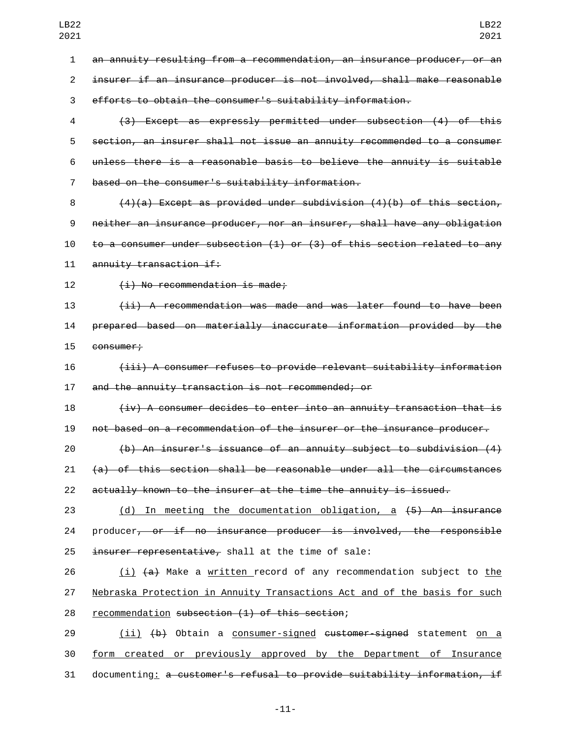~~an annuity resulting from a recommendation, an insurance producer, or an insurer if an insurance producer is not involved, shall make reasonable efforts to obtain the consumer's suitability information.~~

~~(3) Except as expressly permitted under subsection (4) of this section, an insurer shall not issue an annuity recommended to a consumer unless there is a reasonable basis to believe the annuity is suitable based on the consumer's suitability information.~~

~~(4)(a) Except as provided under subdivision (4)(b) of this section, neither an insurance producer, nor an insurer, shall have any obligation to a consumer under subsection (1) or (3) of this section related to any annuity transaction if:~~

~~(i) No recommendation is made;~~

~~(ii) A recommendation was made and was later found to have been prepared based on materially inaccurate information provided by the consumer;~~

~~(iii) A consumer refuses to provide relevant suitability information and the annuity transaction is not recommended; or~~

~~(iv) A consumer decides to enter into an annuity transaction that is not based on a recommendation of the insurer or the insurance producer.~~

~~(b) An insurer's issuance of an annuity subject to subdivision (4)(a) of this section shall be reasonable under all the circumstances actually known to the insurer at the time the annuity is issued.~~

(d) In meeting the documentation obligation, a ~~(5) An insurance~~ producer~~, or if no insurance producer is involved, the responsible insurer representative,~~ shall at the time of sale:

(i) ~~(a)~~ Make a written record of any recommendation subject to the Nebraska Protection in Annuity Transactions Act and of the basis for such recommendation ~~subsection (1) of this section~~;

(ii) ~~(b)~~ Obtain a consumer-signed ~~customer-signed~~ statement on a form created or previously approved by the Department of Insurance documenting: ~~a customer's refusal to provide suitability information, if~~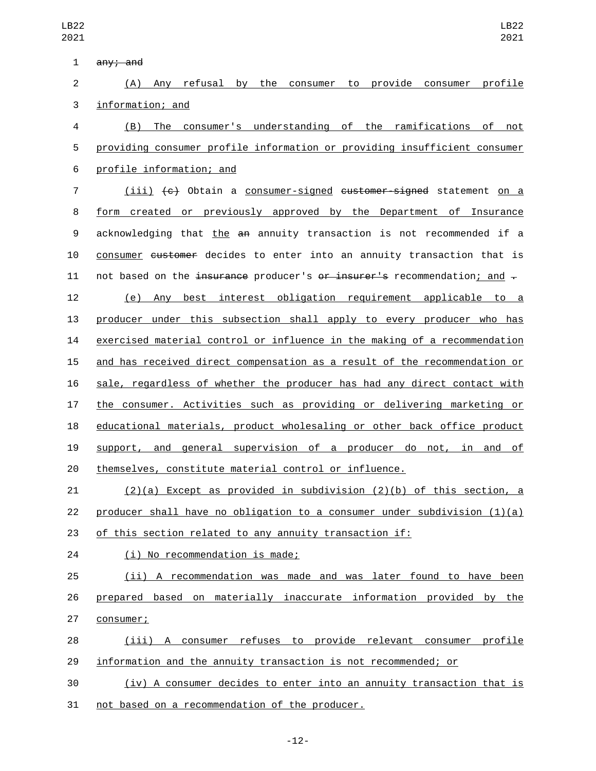any; and

(A) Any refusal by the consumer to provide consumer profile information; and

(B) The consumer's understanding of the ramifications of not providing consumer profile information or providing insufficient consumer profile information; and

(iii) (c) Obtain a consumer-signed customer-signed statement on a form created or previously approved by the Department of Insurance acknowledging that the an annuity transaction is not recommended if a consumer customer decides to enter into an annuity transaction that is not based on the insurance producer's or insurer's recommendation; and .

(e) Any best interest obligation requirement applicable to a producer under this subsection shall apply to every producer who has exercised material control or influence in the making of a recommendation and has received direct compensation as a result of the recommendation or sale, regardless of whether the producer has had any direct contact with the consumer. Activities such as providing or delivering marketing or educational materials, product wholesaling or other back office product support, and general supervision of a producer do not, in and of themselves, constitute material control or influence.

(2)(a) Except as provided in subdivision (2)(b) of this section, a producer shall have no obligation to a consumer under subdivision (1)(a) of this section related to any annuity transaction if:

(i) No recommendation is made;

(ii) A recommendation was made and was later found to have been prepared based on materially inaccurate information provided by the consumer;

(iii) A consumer refuses to provide relevant consumer profile information and the annuity transaction is not recommended; or

(iv) A consumer decides to enter into an annuity transaction that is not based on a recommendation of the producer.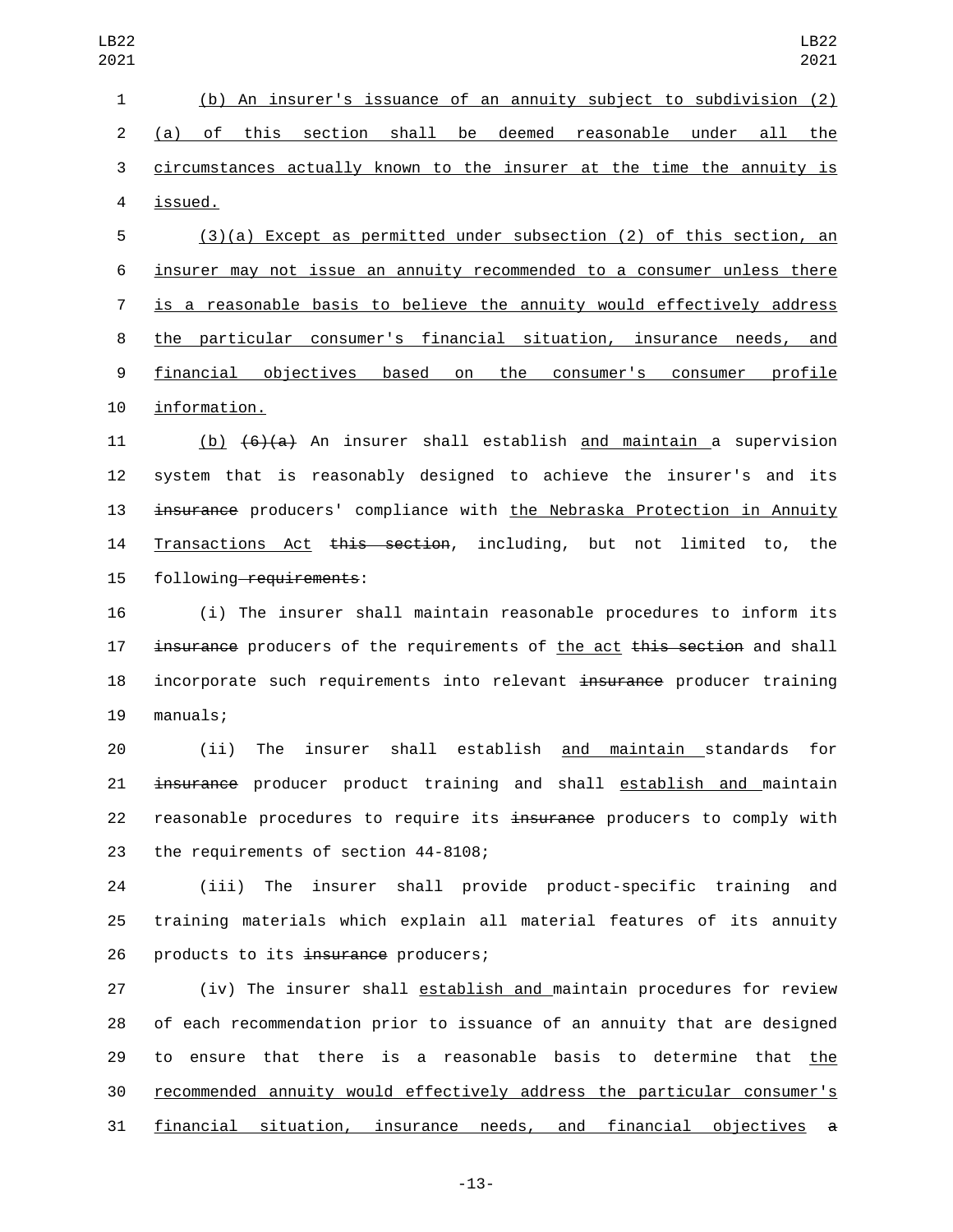(b) An insurer's issuance of an annuity subject to subdivision (2)(a) of this section shall be deemed reasonable under all the circumstances actually known to the insurer at the time the annuity is issued.

(3)(a) Except as permitted under subsection (2) of this section, an insurer may not issue an annuity recommended to a consumer unless there is a reasonable basis to believe the annuity would effectively address the particular consumer's financial situation, insurance needs, and financial objectives based on the consumer's consumer profile information.

(b) ~~(6)(a)~~ An insurer shall establish and maintain a supervision system that is reasonably designed to achieve the insurer's and its ~~insurance~~ producers' compliance with the Nebraska Protection in Annuity Transactions Act ~~this section~~, including, but not limited to, the following ~~requirements~~:

(i) The insurer shall maintain reasonable procedures to inform its ~~insurance~~ producers of the requirements of the act ~~this section~~ and shall incorporate such requirements into relevant ~~insurance~~ producer training manuals;

(ii) The insurer shall establish and maintain standards for ~~insurance~~ producer product training and shall establish and maintain reasonable procedures to require its ~~insurance~~ producers to comply with the requirements of section 44-8108;

(iii) The insurer shall provide product-specific training and training materials which explain all material features of its annuity products to its ~~insurance~~ producers;

(iv) The insurer shall establish and maintain procedures for review of each recommendation prior to issuance of an annuity that are designed to ensure that there is a reasonable basis to determine that the recommended annuity would effectively address the particular consumer's financial situation, insurance needs, and financial objectives ~~a~~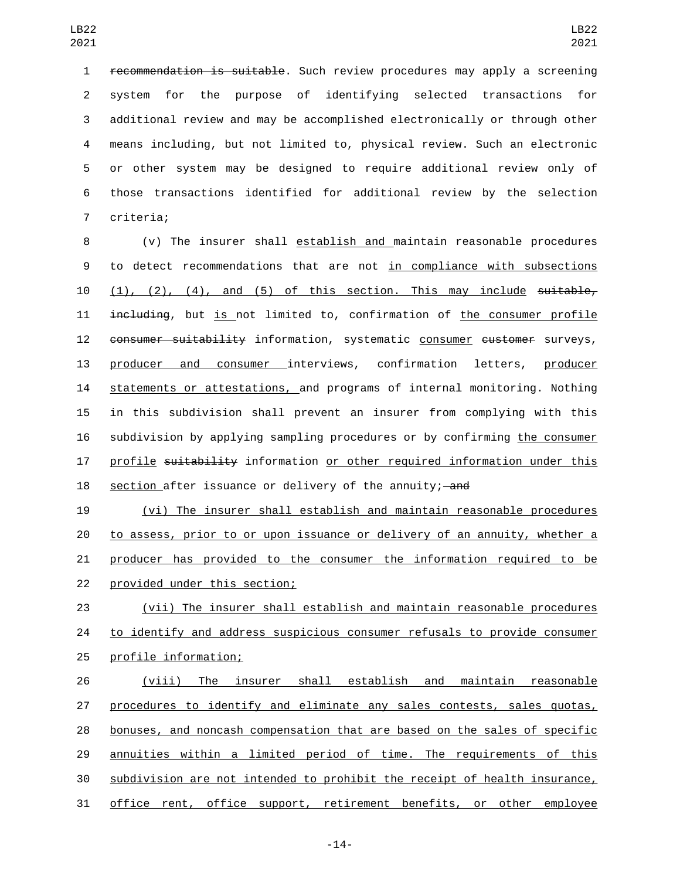~~recommendation is suitable~~. Such review procedures may apply a screening system for the purpose of identifying selected transactions for additional review and may be accomplished electronically or through other means including, but not limited to, physical review. Such an electronic or other system may be designed to require additional review only of those transactions identified for additional review by the selection criteria;

(v) The insurer shall establish and maintain reasonable procedures to detect recommendations that are not in compliance with subsections (1), (2), (4), and (5) of this section. This may include ~~suitable, including~~, but is not limited to, confirmation of the consumer profile ~~consumer suitability~~ information, systematic consumer ~~customer~~ surveys, producer and consumer interviews, confirmation letters, producer statements or attestations, and programs of internal monitoring. Nothing in this subdivision shall prevent an insurer from complying with this subdivision by applying sampling procedures or by confirming the consumer profile ~~suitability~~ information or other required information under this section after issuance or delivery of the annuity; ~~and~~

(vi) The insurer shall establish and maintain reasonable procedures to assess, prior to or upon issuance or delivery of an annuity, whether a producer has provided to the consumer the information required to be provided under this section;

(vii) The insurer shall establish and maintain reasonable procedures to identify and address suspicious consumer refusals to provide consumer profile information;

(viii) The insurer shall establish and maintain reasonable procedures to identify and eliminate any sales contests, sales quotas, bonuses, and noncash compensation that are based on the sales of specific annuities within a limited period of time. The requirements of this subdivision are not intended to prohibit the receipt of health insurance, office rent, office support, retirement benefits, or other employee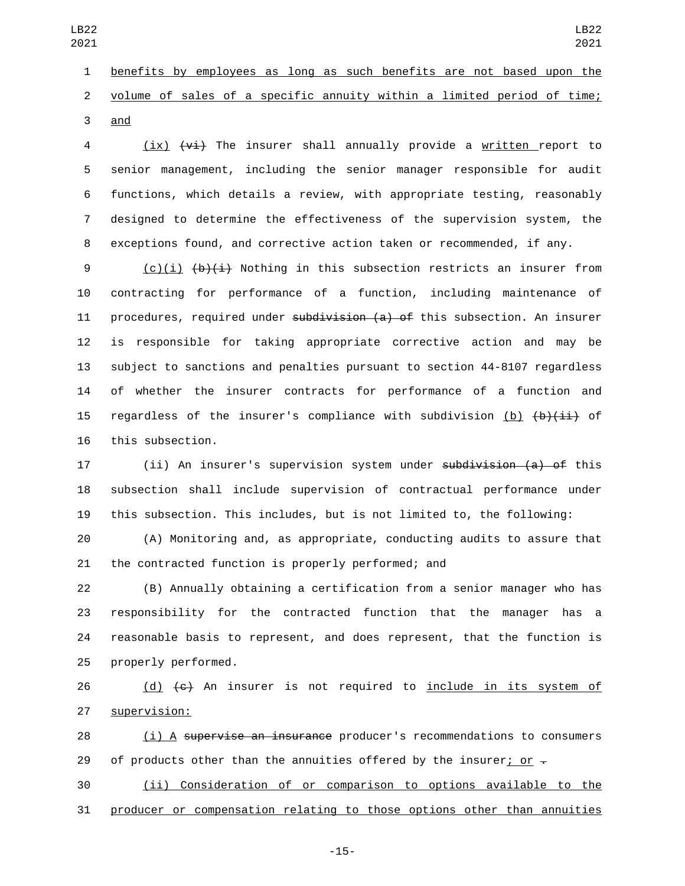benefits by employees as long as such benefits are not based upon the volume of sales of a specific annuity within a limited period of time; and

(ix) ~~(vi)~~ The insurer shall annually provide a written report to senior management, including the senior manager responsible for audit functions, which details a review, with appropriate testing, reasonably designed to determine the effectiveness of the supervision system, the exceptions found, and corrective action taken or recommended, if any.

(c)(i) ~~(b)(i)~~ Nothing in this subsection restricts an insurer from contracting for performance of a function, including maintenance of procedures, required under ~~subdivision (a) of~~ this subsection. An insurer is responsible for taking appropriate corrective action and may be subject to sanctions and penalties pursuant to section 44-8107 regardless of whether the insurer contracts for performance of a function and regardless of the insurer's compliance with subdivision (b) ~~(b)(ii)~~ of this subsection.

(ii) An insurer's supervision system under ~~subdivision (a) of~~ this subsection shall include supervision of contractual performance under this subsection. This includes, but is not limited to, the following:

(A) Monitoring and, as appropriate, conducting audits to assure that the contracted function is properly performed; and

(B) Annually obtaining a certification from a senior manager who has responsibility for the contracted function that the manager has a reasonable basis to represent, and does represent, that the function is properly performed.

(d) ~~(c)~~ An insurer is not required to include in its system of supervision:

(i) A ~~supervise an insurance~~ producer's recommendations to consumers of products other than the annuities offered by the insurer; or ~~.~~

(ii) Consideration of or comparison to options available to the producer or compensation relating to those options other than annuities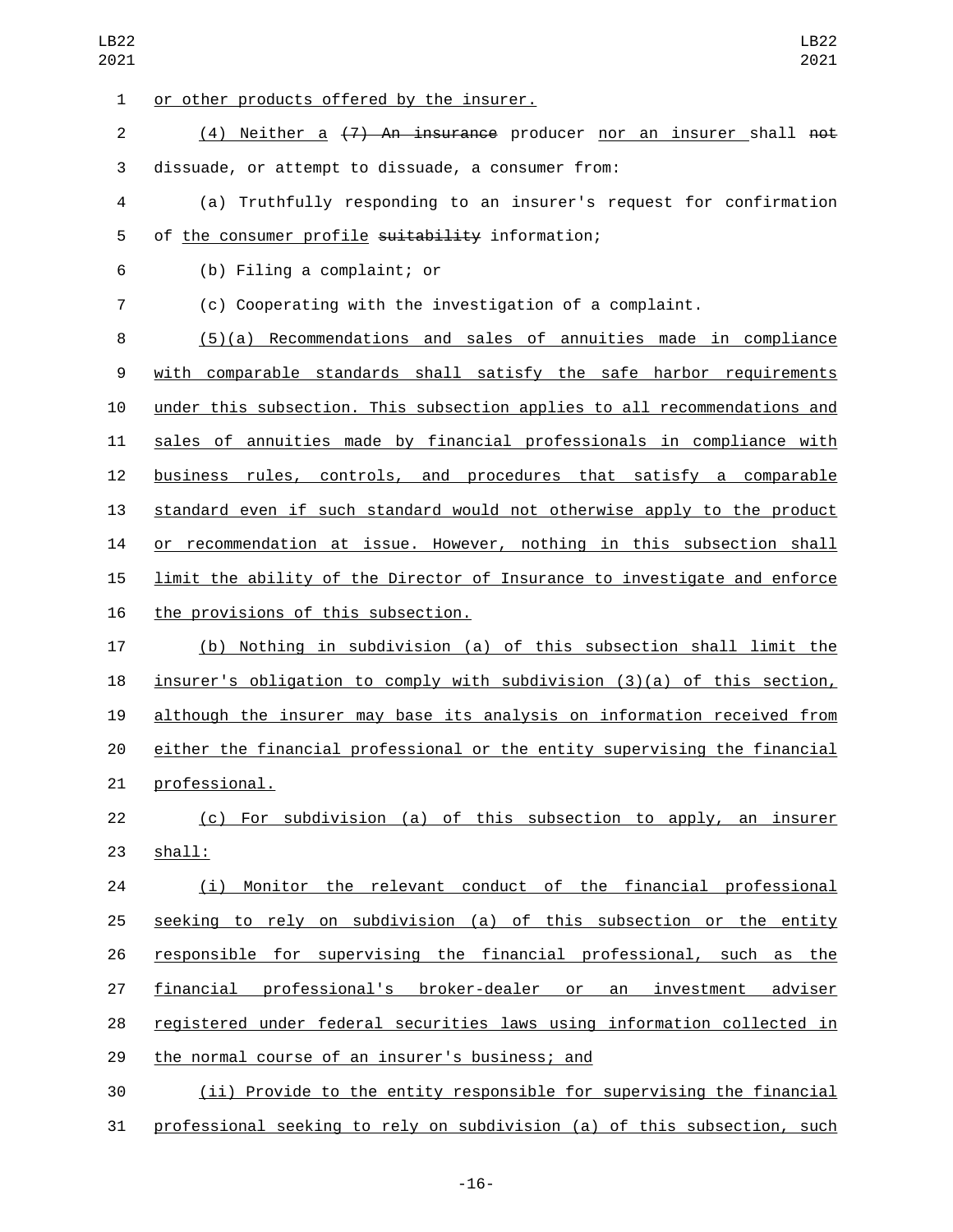or other products offered by the insurer.

(4) Neither a ~~(7) An insurance~~ producer nor an insurer shall ~~not~~ dissuade, or attempt to dissuade, a consumer from:

(a) Truthfully responding to an insurer's request for confirmation of the consumer profile ~~suitability~~ information;

(b) Filing a complaint; or

(c) Cooperating with the investigation of a complaint.

(5)(a) Recommendations and sales of annuities made in compliance with comparable standards shall satisfy the safe harbor requirements under this subsection. This subsection applies to all recommendations and sales of annuities made by financial professionals in compliance with business rules, controls, and procedures that satisfy a comparable standard even if such standard would not otherwise apply to the product or recommendation at issue. However, nothing in this subsection shall limit the ability of the Director of Insurance to investigate and enforce the provisions of this subsection.

(b) Nothing in subdivision (a) of this subsection shall limit the insurer's obligation to comply with subdivision (3)(a) of this section, although the insurer may base its analysis on information received from either the financial professional or the entity supervising the financial professional.

(c) For subdivision (a) of this subsection to apply, an insurer shall:

(i) Monitor the relevant conduct of the financial professional seeking to rely on subdivision (a) of this subsection or the entity responsible for supervising the financial professional, such as the financial professional's broker-dealer or an investment adviser registered under federal securities laws using information collected in the normal course of an insurer's business; and

(ii) Provide to the entity responsible for supervising the financial professional seeking to rely on subdivision (a) of this subsection, such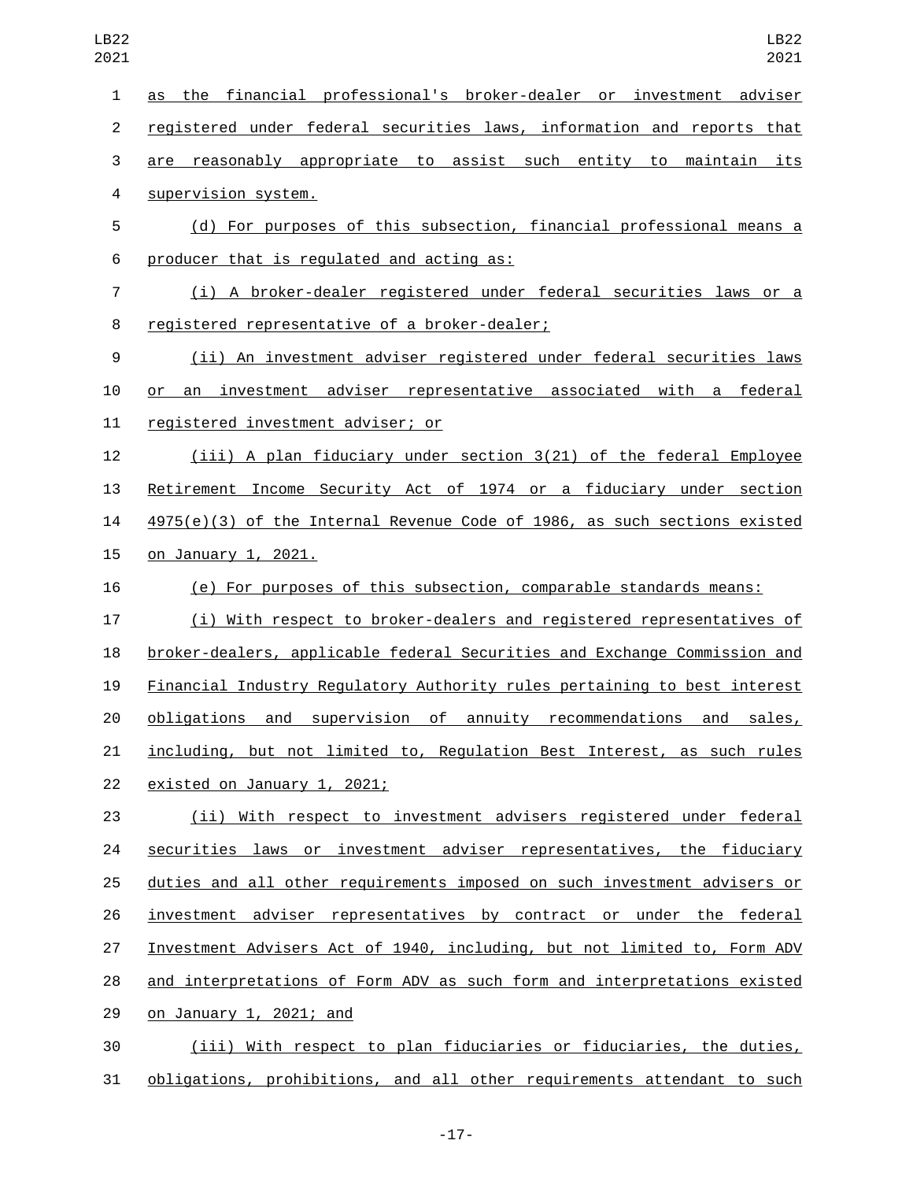as the financial professional's broker-dealer or investment adviser registered under federal securities laws, information and reports that are reasonably appropriate to assist such entity to maintain its supervision system.

(d) For purposes of this subsection, financial professional means a producer that is regulated and acting as:

(i) A broker-dealer registered under federal securities laws or a registered representative of a broker-dealer;

(ii) An investment adviser registered under federal securities laws or an investment adviser representative associated with a federal registered investment adviser; or

(iii) A plan fiduciary under section 3(21) of the federal Employee Retirement Income Security Act of 1974 or a fiduciary under section 4975(e)(3) of the Internal Revenue Code of 1986, as such sections existed on January 1, 2021.

(e) For purposes of this subsection, comparable standards means:

(i) With respect to broker-dealers and registered representatives of broker-dealers, applicable federal Securities and Exchange Commission and Financial Industry Regulatory Authority rules pertaining to best interest obligations and supervision of annuity recommendations and sales, including, but not limited to, Regulation Best Interest, as such rules existed on January 1, 2021;

(ii) With respect to investment advisers registered under federal securities laws or investment adviser representatives, the fiduciary duties and all other requirements imposed on such investment advisers or investment adviser representatives by contract or under the federal Investment Advisers Act of 1940, including, but not limited to, Form ADV and interpretations of Form ADV as such form and interpretations existed on January 1, 2021; and

(iii) With respect to plan fiduciaries or fiduciaries, the duties, obligations, prohibitions, and all other requirements attendant to such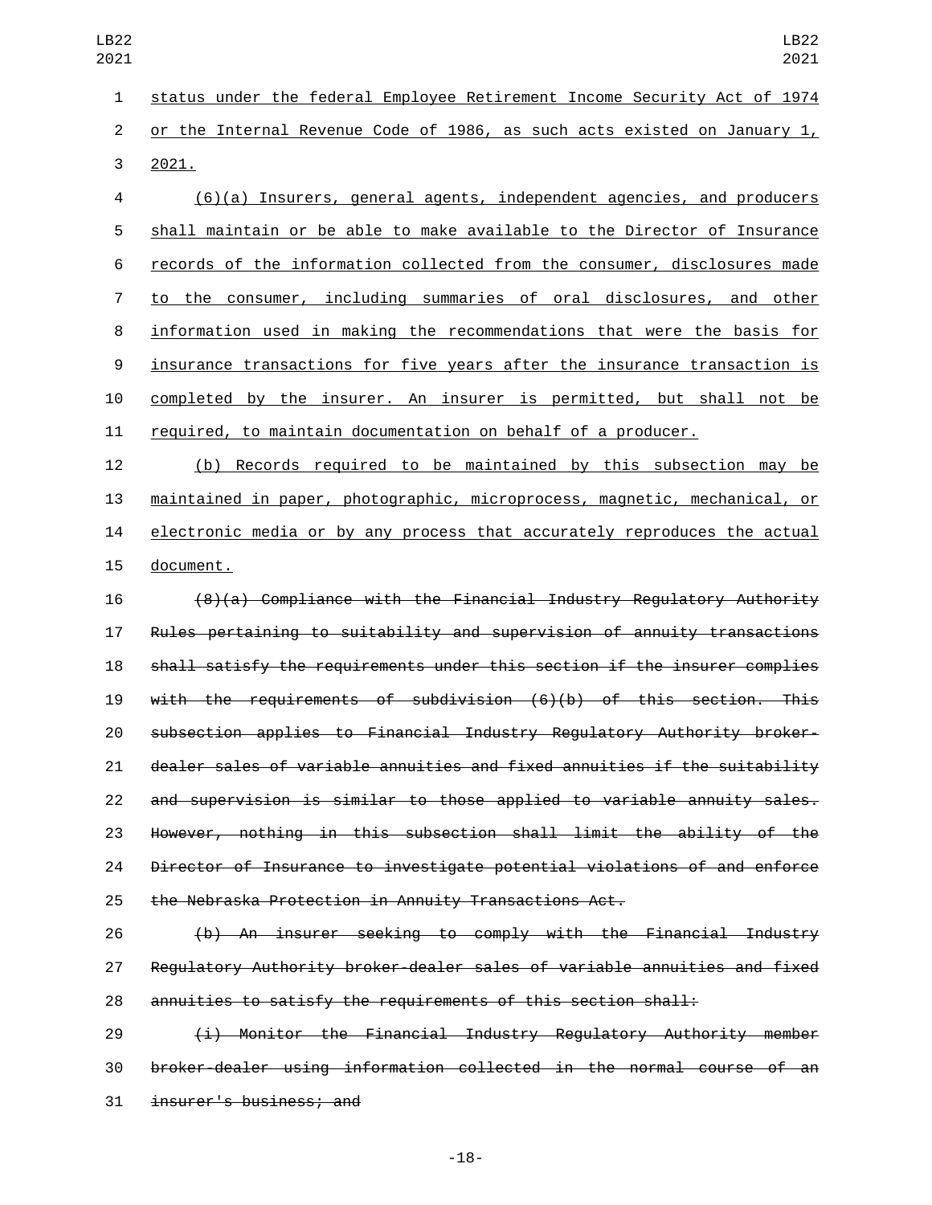status under the federal Employee Retirement Income Security Act of 1974 or the Internal Revenue Code of 1986, as such acts existed on January 1, 2021.

(6)(a) Insurers, general agents, independent agencies, and producers shall maintain or be able to make available to the Director of Insurance records of the information collected from the consumer, disclosures made to the consumer, including summaries of oral disclosures, and other information used in making the recommendations that were the basis for insurance transactions for five years after the insurance transaction is completed by the insurer. An insurer is permitted, but shall not be required, to maintain documentation on behalf of a producer.

(b) Records required to be maintained by this subsection may be maintained in paper, photographic, microprocess, magnetic, mechanical, or electronic media or by any process that accurately reproduces the actual document.

~~(8)(a) Compliance with the Financial Industry Regulatory Authority Rules pertaining to suitability and supervision of annuity transactions shall satisfy the requirements under this section if the insurer complies with the requirements of subdivision (6)(b) of this section. This subsection applies to Financial Industry Regulatory Authority broker-dealer sales of variable annuities and fixed annuities if the suitability and supervision is similar to those applied to variable annuity sales. However, nothing in this subsection shall limit the ability of the Director of Insurance to investigate potential violations of and enforce the Nebraska Protection in Annuity Transactions Act.~~

~~(b) An insurer seeking to comply with the Financial Industry Regulatory Authority broker-dealer sales of variable annuities and fixed annuities to satisfy the requirements of this section shall:~~

~~(i) Monitor the Financial Industry Regulatory Authority member broker-dealer using information collected in the normal course of an insurer's business; and~~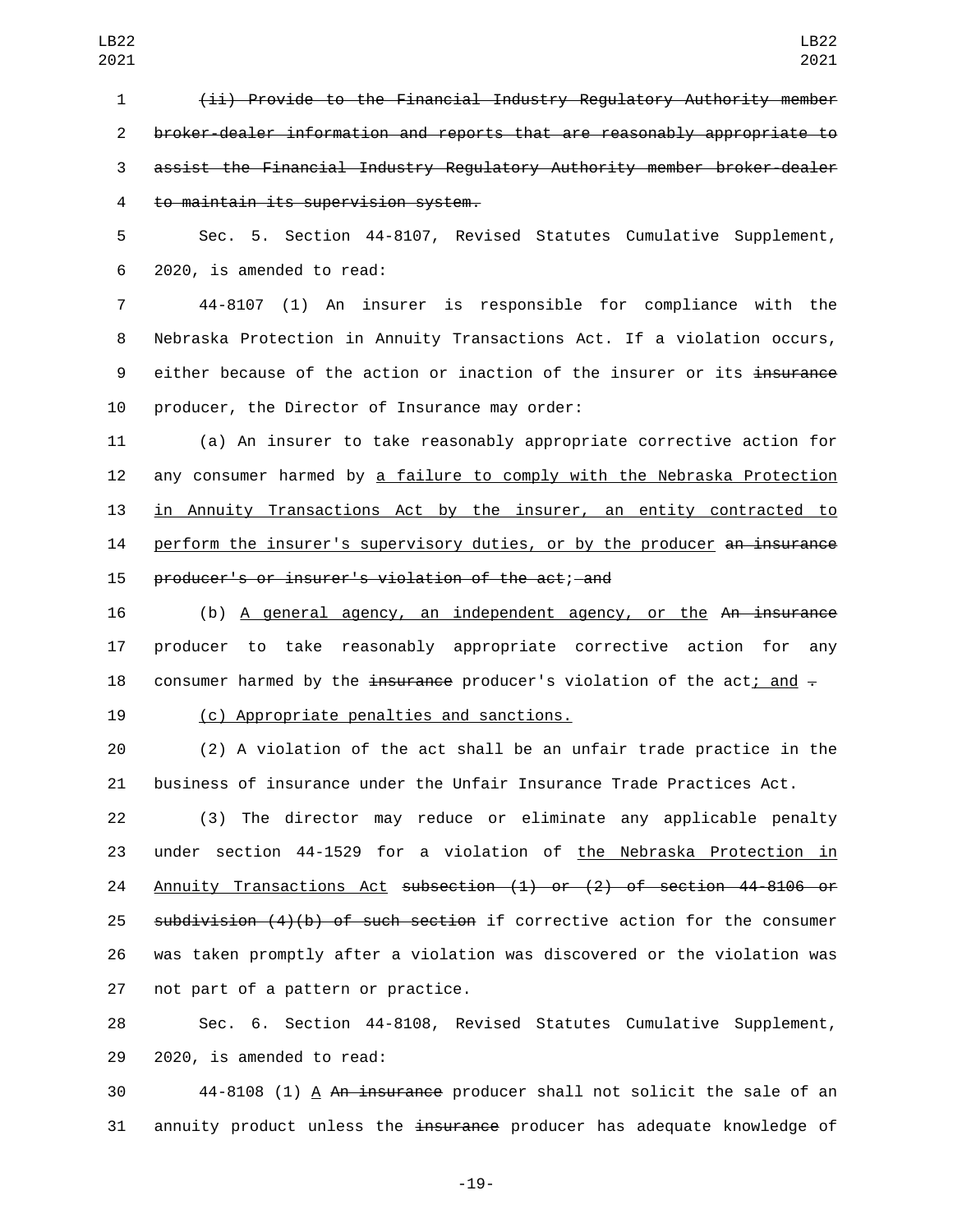~~(ii) Provide to the Financial Industry Regulatory Authority member broker-dealer information and reports that are reasonably appropriate to assist the Financial Industry Regulatory Authority member broker-dealer to maintain its supervision system.~~

Sec. 5. Section 44-8107, Revised Statutes Cumulative Supplement, 2020, is amended to read:

44-8107 (1) An insurer is responsible for compliance with the Nebraska Protection in Annuity Transactions Act. If a violation occurs, either because of the action or inaction of the insurer or its ~~insurance~~ producer, the Director of Insurance may order:

(a) An insurer to take reasonably appropriate corrective action for any consumer harmed by <u>a failure to comply with the Nebraska Protection in Annuity Transactions Act by the insurer, an entity contracted to perform the insurer's supervisory duties, or by the producer</u> ~~an insurance producer's or insurer's violation of the act~~; ~~and~~

(b) <u>A general agency, an independent agency, or the</u> ~~An insurance~~ producer to take reasonably appropriate corrective action for any consumer harmed by the ~~insurance~~ producer's violation of the act<u>; and</u> ~~.~~

<u>(c) Appropriate penalties and sanctions.</u>

(2) A violation of the act shall be an unfair trade practice in the business of insurance under the Unfair Insurance Trade Practices Act.

(3) The director may reduce or eliminate any applicable penalty under section 44-1529 for a violation of <u>the Nebraska Protection in Annuity Transactions Act</u> ~~subsection (1) or (2) of section 44-8106 or subdivision (4)(b) of such section~~ if corrective action for the consumer was taken promptly after a violation was discovered or the violation was not part of a pattern or practice.

Sec. 6. Section 44-8108, Revised Statutes Cumulative Supplement, 2020, is amended to read:

44-8108 (1) <u>A</u> ~~An insurance~~ producer shall not solicit the sale of an annuity product unless the ~~insurance~~ producer has adequate knowledge of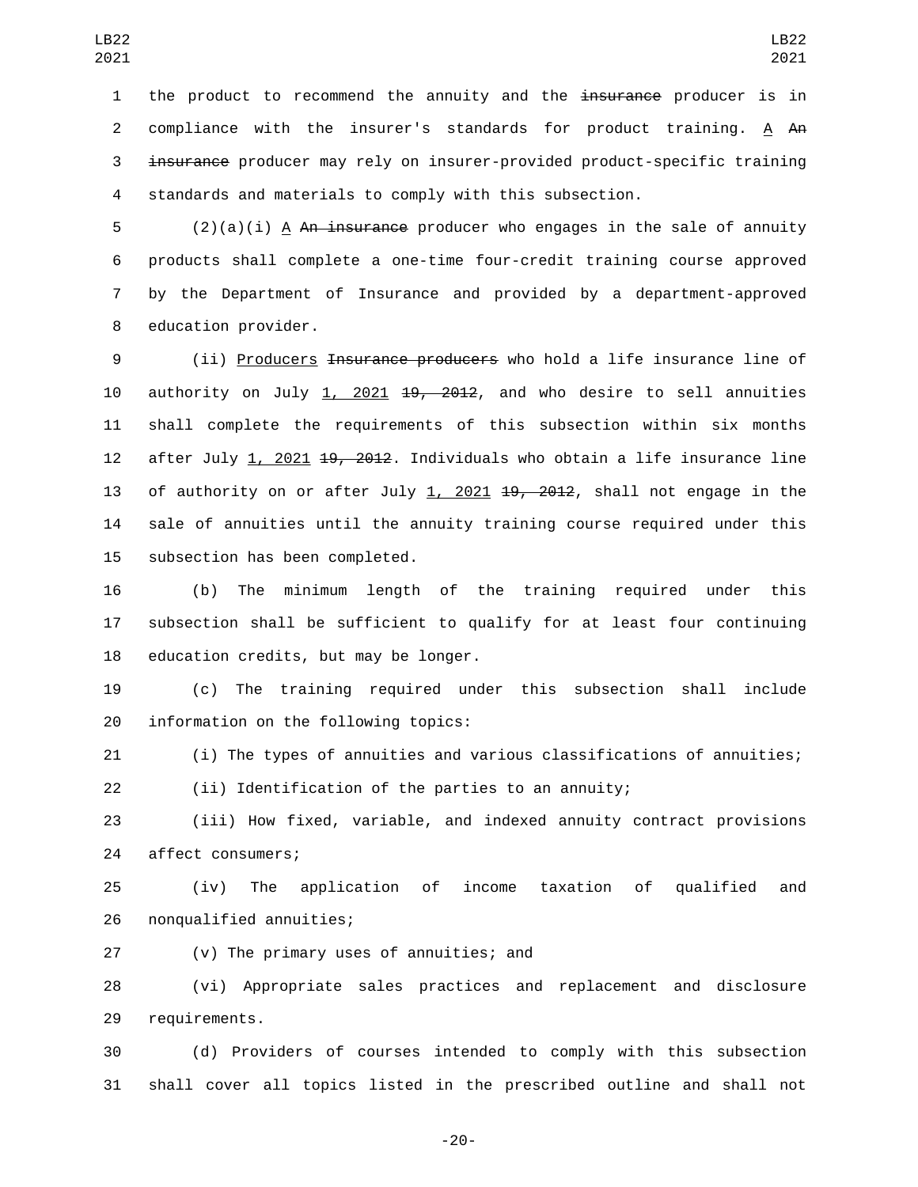the product to recommend the annuity and the ~~insurance~~ producer is in compliance with the insurer's standards for product training. <u>A</u> ~~An insurance~~ producer may rely on insurer-provided product-specific training standards and materials to comply with this subsection.

(2)(a)(i) <u>A</u> ~~An insurance~~ producer who engages in the sale of annuity products shall complete a one-time four-credit training course approved by the Department of Insurance and provided by a department-approved education provider.

(ii) <u>Producers</u> ~~Insurance producers~~ who hold a life insurance line of authority on July <u>1, 2021</u> ~~19, 2012~~, and who desire to sell annuities shall complete the requirements of this subsection within six months after July <u>1, 2021</u> ~~19, 2012~~. Individuals who obtain a life insurance line of authority on or after July <u>1, 2021</u> ~~19, 2012~~, shall not engage in the sale of annuities until the annuity training course required under this subsection has been completed.

(b) The minimum length of the training required under this subsection shall be sufficient to qualify for at least four continuing education credits, but may be longer.

(c) The training required under this subsection shall include information on the following topics:

(i) The types of annuities and various classifications of annuities;

(ii) Identification of the parties to an annuity;

(iii) How fixed, variable, and indexed annuity contract provisions affect consumers;

(iv) The application of income taxation of qualified and nonqualified annuities;

(v) The primary uses of annuities; and

(vi) Appropriate sales practices and replacement and disclosure requirements.

(d) Providers of courses intended to comply with this subsection shall cover all topics listed in the prescribed outline and shall not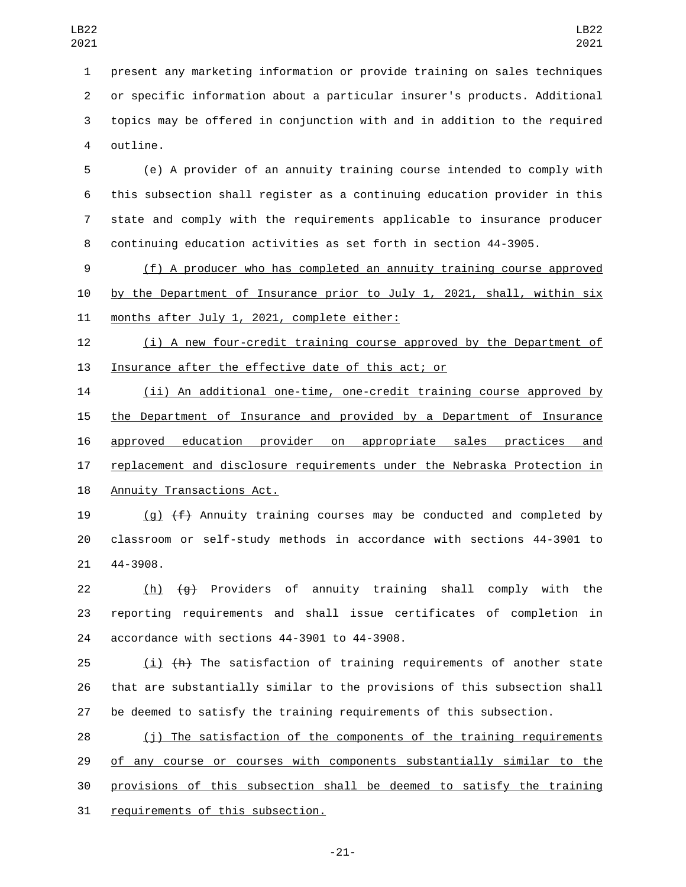present any marketing information or provide training on sales techniques or specific information about a particular insurer's products. Additional topics may be offered in conjunction with and in addition to the required outline.

(e) A provider of an annuity training course intended to comply with this subsection shall register as a continuing education provider in this state and comply with the requirements applicable to insurance producer continuing education activities as set forth in section 44-3905.

(f) A producer who has completed an annuity training course approved by the Department of Insurance prior to July 1, 2021, shall, within six months after July 1, 2021, complete either:

(i) A new four-credit training course approved by the Department of Insurance after the effective date of this act; or

(ii) An additional one-time, one-credit training course approved by the Department of Insurance and provided by a Department of Insurance approved education provider on appropriate sales practices and replacement and disclosure requirements under the Nebraska Protection in Annuity Transactions Act.

(g) ~~(f)~~ Annuity training courses may be conducted and completed by classroom or self-study methods in accordance with sections 44-3901 to 44-3908.

(h) ~~(g)~~ Providers of annuity training shall comply with the reporting requirements and shall issue certificates of completion in accordance with sections 44-3901 to 44-3908.

(i) ~~(h)~~ The satisfaction of training requirements of another state that are substantially similar to the provisions of this subsection shall be deemed to satisfy the training requirements of this subsection.

(j) The satisfaction of the components of the training requirements of any course or courses with components substantially similar to the provisions of this subsection shall be deemed to satisfy the training requirements of this subsection.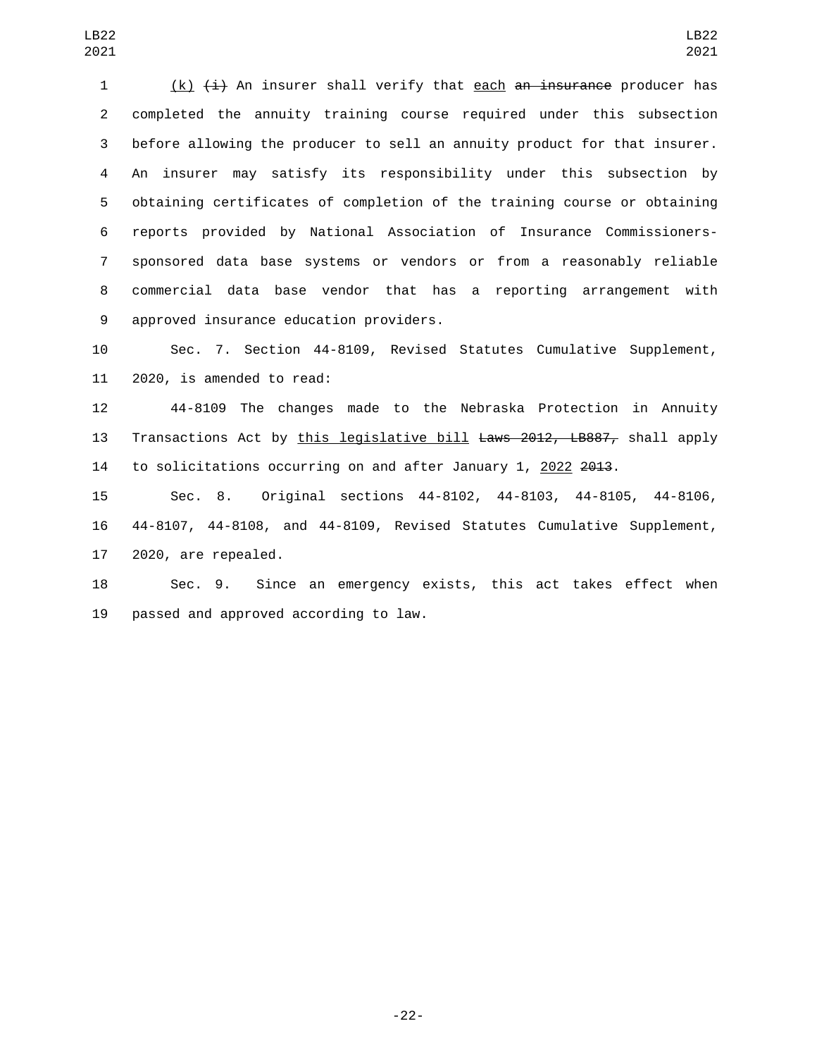(k) ~~(i)~~ An insurer shall verify that each ~~an insurance~~ producer has completed the annuity training course required under this subsection before allowing the producer to sell an annuity product for that insurer. An insurer may satisfy its responsibility under this subsection by obtaining certificates of completion of the training course or obtaining reports provided by National Association of Insurance Commissioners-sponsored data base systems or vendors or from a reasonably reliable commercial data base vendor that has a reporting arrangement with approved insurance education providers.

Sec. 7. Section 44-8109, Revised Statutes Cumulative Supplement, 2020, is amended to read:

44-8109 The changes made to the Nebraska Protection in Annuity Transactions Act by this legislative bill ~~Laws 2012, LB887,~~ shall apply to solicitations occurring on and after January 1, 2022 ~~2013~~.

Sec. 8. Original sections 44-8102, 44-8103, 44-8105, 44-8106, 44-8107, 44-8108, and 44-8109, Revised Statutes Cumulative Supplement, 2020, are repealed.

Sec. 9. Since an emergency exists, this act takes effect when passed and approved according to law.